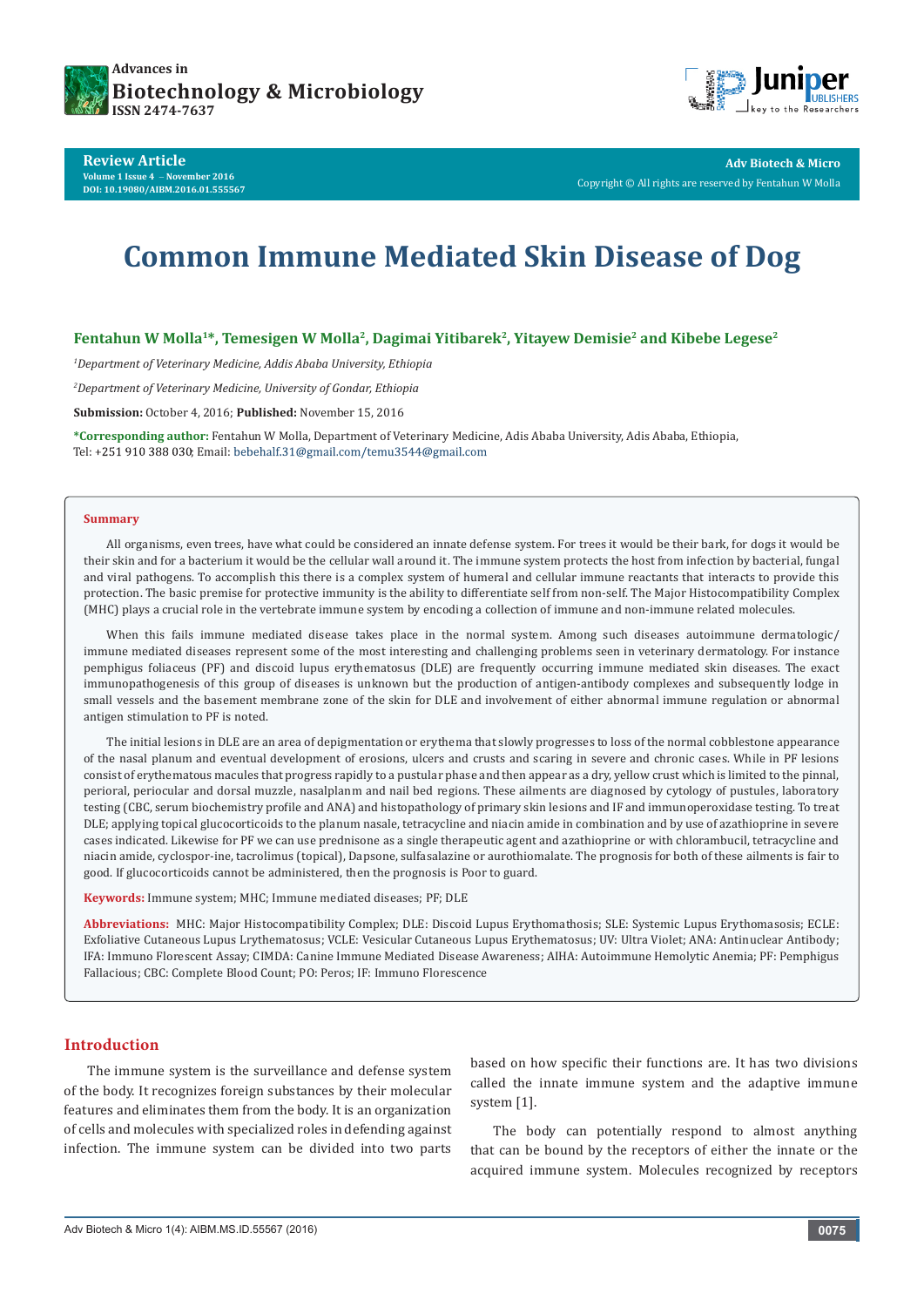Review Article
Volume 1 Issue 4 – November 2016
DOI: 10.19080/AIBM.2016.01.555567

# Common Immune Mediated Skin Disease of Dog

**Fentahun W Molla[1]*, Temesigen W Molla[2], Dagimai Yitibarek[2], Yitayew Demisie[2] and Kibebe Legese[2]**

[1]*Department of Veterinary Medicine, Addis Ababa University, Ethiopia*

[2]*Department of Veterinary Medicine, University of Gondar, Ethiopia*

**Submission:** October 4, 2016; **Published:** November 15, 2016

***Corresponding author:** Fentahun W Molla, Department of Veterinary Medicine, Adis Ababa University, Adis Ababa, Ethiopia, Tel: +251 910 388 030; Email: bebehalf.31@gmail.com/temu3544@gmail.com

## Summary

All organisms, even trees, have what could be considered an innate defense system. For trees it would be their bark, for dogs it would be their skin and for a bacterium it would be the cellular wall around it. The immune system protects the host from infection by bacterial, fungal and viral pathogens. To accomplish this there is a complex system of humeral and cellular immune reactants that interacts to provide this protection. The basic premise for protective immunity is the ability to differentiate self from non-self. The Major Histocompatibility Complex (MHC) plays a crucial role in the vertebrate immune system by encoding a collection of immune and non-immune related molecules.

When this fails immune mediated disease takes place in the normal system. Among such diseases autoimmune dermatologic/ immune mediated diseases represent some of the most interesting and challenging problems seen in veterinary dermatology. For instance pemphigus foliaceus (PF) and discoid lupus erythematosus (DLE) are frequently occurring immune mediated skin diseases. The exact immunopathogenesis of this group of diseases is unknown but the production of antigen-antibody complexes and subsequently lodge in small vessels and the basement membrane zone of the skin for DLE and involvement of either abnormal immune regulation or abnormal antigen stimulation to PF is noted.

The initial lesions in DLE are an area of depigmentation or erythema that slowly progresses to loss of the normal cobblestone appearance of the nasal planum and eventual development of erosions, ulcers and crusts and scaring in severe and chronic cases. While in PF lesions consist of erythematous macules that progress rapidly to a pustular phase and then appear as a dry, yellow crust which is limited to the pinnal, perioral, periocular and dorsal muzzle, nasalplanm and nail bed regions. These ailments are diagnosed by cytology of pustules, laboratory testing (CBC, serum biochemistry profile and ANA) and histopathology of primary skin lesions and IF and immunoperoxidase testing. To treat DLE; applying topical glucocorticoids to the planum nasale, tetracycline and niacin amide in combination and by use of azathioprine in severe cases indicated. Likewise for PF we can use prednisone as a single therapeutic agent and azathioprine or with chlorambucil, tetracycline and niacin amide, cyclospor-ine, tacrolimus (topical), Dapsone, sulfasalazine or aurothiomalate. The prognosis for both of these ailments is fair to good. If glucocorticoids cannot be administered, then the prognosis is Poor to guard.

**Keywords:** Immune system; MHC; Immune mediated diseases; PF; DLE

**Abbreviations:** MHC: Major Histocompatibility Complex; DLE: Discoid Lupus Erythomathosis; SLE: Systemic Lupus Erythomasosis; ECLE: Exfoliative Cutaneous Lupus Lrythematosus; VCLE: Vesicular Cutaneous Lupus Erythematosus; UV: Ultra Violet; ANA: Antinuclear Antibody; IFA: Immuno Florescent Assay; CIMDA: Canine Immune Mediated Disease Awareness; AIHA: Autoimmune Hemolytic Anemia; PF: Pemphigus Fallacious; CBC: Complete Blood Count; PO: Peros; IF: Immuno Florescence

## Introduction

The immune system is the surveillance and defense system of the body. It recognizes foreign substances by their molecular features and eliminates them from the body. It is an organization of cells and molecules with specialized roles in defending against infection. The immune system can be divided into two parts based on how specific their functions are. It has two divisions called the innate immune system and the adaptive immune system [1].

The body can potentially respond to almost anything that can be bound by the receptors of either the innate or the acquired immune system. Molecules recognized by receptors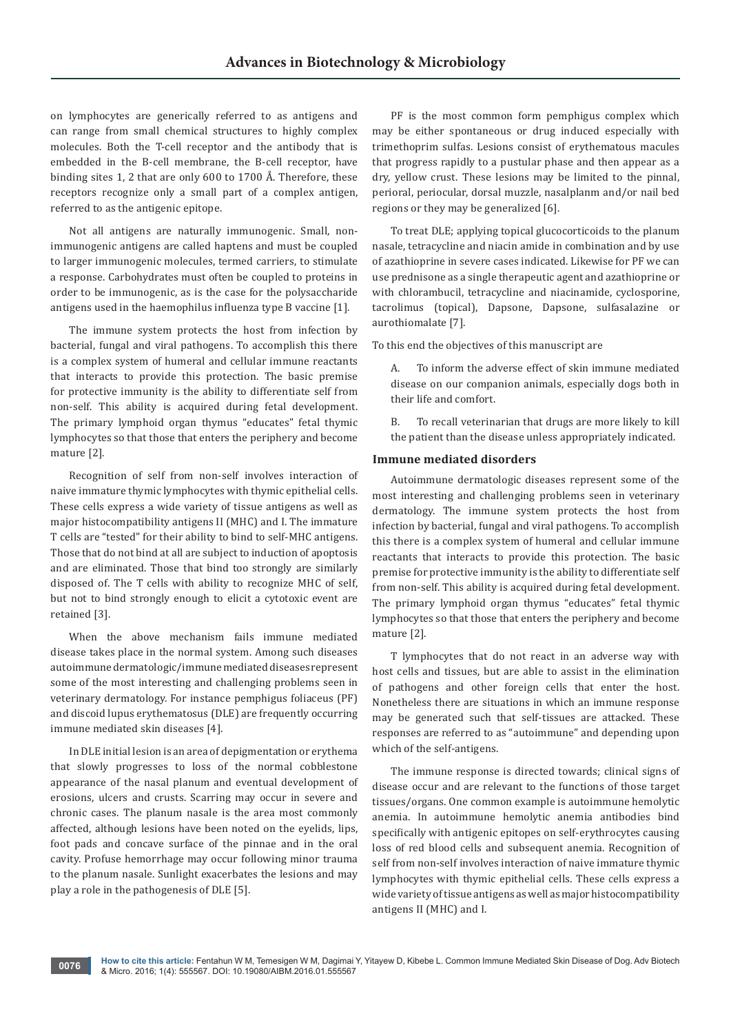on lymphocytes are generically referred to as antigens and can range from small chemical structures to highly complex molecules. Both the T-cell receptor and the antibody that is embedded in the B-cell membrane, the B-cell receptor, have binding sites 1, 2 that are only 600 to 1700 Å. Therefore, these receptors recognize only a small part of a complex antigen, referred to as the antigenic epitope.

Not all antigens are naturally immunogenic. Small, non-immunogenic antigens are called haptens and must be coupled to larger immunogenic molecules, termed carriers, to stimulate a response. Carbohydrates must often be coupled to proteins in order to be immunogenic, as is the case for the polysaccharide antigens used in the haemophilus influenza type B vaccine [1].

The immune system protects the host from infection by bacterial, fungal and viral pathogens. To accomplish this there is a complex system of humeral and cellular immune reactants that interacts to provide this protection. The basic premise for protective immunity is the ability to differentiate self from non-self. This ability is acquired during fetal development. The primary lymphoid organ thymus "educates" fetal thymic lymphocytes so that those that enters the periphery and become mature [2].

Recognition of self from non-self involves interaction of naive immature thymic lymphocytes with thymic epithelial cells. These cells express a wide variety of tissue antigens as well as major histocompatibility antigens II (MHC) and I. The immature T cells are "tested" for their ability to bind to self-MHC antigens. Those that do not bind at all are subject to induction of apoptosis and are eliminated. Those that bind too strongly are similarly disposed of. The T cells with ability to recognize MHC of self, but not to bind strongly enough to elicit a cytotoxic event are retained [3].

When the above mechanism fails immune mediated disease takes place in the normal system. Among such diseases autoimmune dermatologic/immune mediated diseases represent some of the most interesting and challenging problems seen in veterinary dermatology. For instance pemphigus foliaceus (PF) and discoid lupus erythematosus (DLE) are frequently occurring immune mediated skin diseases [4].

In DLE initial lesion is an area of depigmentation or erythema that slowly progresses to loss of the normal cobblestone appearance of the nasal planum and eventual development of erosions, ulcers and crusts. Scarring may occur in severe and chronic cases. The planum nasale is the area most commonly affected, although lesions have been noted on the eyelids, lips, foot pads and concave surface of the pinnae and in the oral cavity. Profuse hemorrhage may occur following minor trauma to the planum nasale. Sunlight exacerbates the lesions and may play a role in the pathogenesis of DLE [5].

PF is the most common form pemphigus complex which may be either spontaneous or drug induced especially with trimethoprim sulfas. Lesions consist of erythematous macules that progress rapidly to a pustular phase and then appear as a dry, yellow crust. These lesions may be limited to the pinnal, perioral, periocular, dorsal muzzle, nasalplanm and/or nail bed regions or they may be generalized [6].

To treat DLE; applying topical glucocorticoids to the planum nasale, tetracycline and niacin amide in combination and by use of azathioprine in severe cases indicated. Likewise for PF we can use prednisone as a single therapeutic agent and azathioprine or with chlorambucil, tetracycline and niacinamide, cyclosporine, tacrolimus (topical), Dapsone, Dapsone, sulfasalazine or aurothiomalate [7].

To this end the objectives of this manuscript are

A. To inform the adverse effect of skin immune mediated disease on our companion animals, especially dogs both in their life and comfort.

B. To recall veterinarian that drugs are more likely to kill the patient than the disease unless appropriately indicated.

## Immune mediated disorders

Autoimmune dermatologic diseases represent some of the most interesting and challenging problems seen in veterinary dermatology. The immune system protects the host from infection by bacterial, fungal and viral pathogens. To accomplish this there is a complex system of humeral and cellular immune reactants that interacts to provide this protection. The basic premise for protective immunity is the ability to differentiate self from non-self. This ability is acquired during fetal development. The primary lymphoid organ thymus "educates" fetal thymic lymphocytes so that those that enters the periphery and become mature [2].

T lymphocytes that do not react in an adverse way with host cells and tissues, but are able to assist in the elimination of pathogens and other foreign cells that enter the host. Nonetheless there are situations in which an immune response may be generated such that self-tissues are attacked. These responses are referred to as "autoimmune" and depending upon which of the self-antigens.

The immune response is directed towards; clinical signs of disease occur and are relevant to the functions of those target tissues/organs. One common example is autoimmune hemolytic anemia. In autoimmune hemolytic anemia antibodies bind specifically with antigenic epitopes on self-erythrocytes causing loss of red blood cells and subsequent anemia. Recognition of self from non-self involves interaction of naive immature thymic lymphocytes with thymic epithelial cells. These cells express a wide variety of tissue antigens as well as major histocompatibility antigens II (MHC) and I.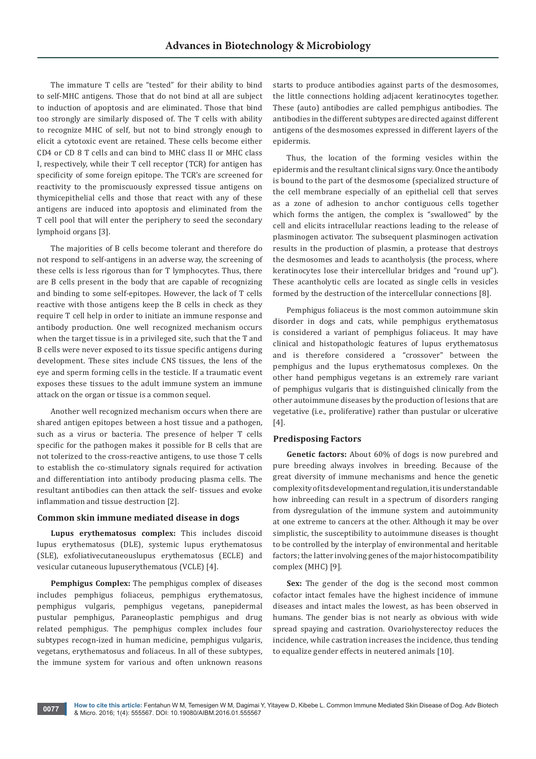The immature T cells are "tested" for their ability to bind to self-MHC antigens. Those that do not bind at all are subject to induction of apoptosis and are eliminated. Those that bind too strongly are similarly disposed of. The T cells with ability to recognize MHC of self, but not to bind strongly enough to elicit a cytotoxic event are retained. These cells become either CD4 or CD 8 T cells and can bind to MHC class II or MHC class I, respectively, while their T cell receptor (TCR) for antigen has specificity of some foreign epitope. The TCR's are screened for reactivity to the promiscuously expressed tissue antigens on thymicepithelial cells and those that react with any of these antigens are induced into apoptosis and eliminated from the T cell pool that will enter the periphery to seed the secondary lymphoid organs [3].

The majorities of B cells become tolerant and therefore do not respond to self-antigens in an adverse way, the screening of these cells is less rigorous than for T lymphocytes. Thus, there are B cells present in the body that are capable of recognizing and binding to some self-epitopes. However, the lack of T cells reactive with those antigens keep the B cells in check as they require T cell help in order to initiate an immune response and antibody production. One well recognized mechanism occurs when the target tissue is in a privileged site, such that the T and B cells were never exposed to its tissue specific antigens during development. These sites include CNS tissues, the lens of the eye and sperm forming cells in the testicle. If a traumatic event exposes these tissues to the adult immune system an immune attack on the organ or tissue is a common sequel.

Another well recognized mechanism occurs when there are shared antigen epitopes between a host tissue and a pathogen, such as a virus or bacteria. The presence of helper T cells specific for the pathogen makes it possible for B cells that are not tolerized to the cross-reactive antigens, to use those T cells to establish the co-stimulatory signals required for activation and differentiation into antibody producing plasma cells. The resultant antibodies can then attack the self- tissues and evoke inflammation and tissue destruction [2].

### Common skin immune mediated disease in dogs

**Lupus erythematosus complex:** This includes discoid lupus erythematosus (DLE), systemic lupus erythematosus (SLE), exfoliativecutaneouslupus erythematosus (ECLE) and vesicular cutaneous lupuserythematous (VCLE) [4].

**Pemphigus Complex:** The pemphigus complex of diseases includes pemphigus foliaceus, pemphigus erythematosus, pemphigus vulgaris, pemphigus vegetans, panepidermal pustular pemphigus, Paraneoplastic pemphigus and drug related pemphigus. The pemphigus complex includes four subtypes recogn-ized in human medicine, pemphigus vulgaris, vegetans, erythematosus and foliaceus. In all of these subtypes, the immune system for various and often unknown reasons starts to produce antibodies against parts of the desmosomes, the little connections holding adjacent keratinocytes together. These (auto) antibodies are called pemphigus antibodies. The antibodies in the different subtypes are directed against different antigens of the desmosomes expressed in different layers of the epidermis.

Thus, the location of the forming vesicles within the epidermis and the resultant clinical signs vary. Once the antibody is bound to the part of the desmosome (specialized structure of the cell membrane especially of an epithelial cell that serves as a zone of adhesion to anchor contiguous cells together which forms the antigen, the complex is "swallowed" by the cell and elicits intracellular reactions leading to the release of plasminogen activator. The subsequent plasminogen activation results in the production of plasmin, a protease that destroys the desmosomes and leads to acantholysis (the process, where keratinocytes lose their intercellular bridges and "round up"). These acantholytic cells are located as single cells in vesicles formed by the destruction of the intercellular connections [8].

Pemphigus foliaceus is the most common autoimmune skin disorder in dogs and cats, while pemphigus erythematosus is considered a variant of pemphigus foliaceus. It may have clinical and histopathologic features of lupus erythematosus and is therefore considered a "crossover" between the pemphigus and the lupus erythematosus complexes. On the other hand pemphigus vegetans is an extremely rare variant of pemphigus vulgaris that is distinguished clinically from the other autoimmune diseases by the production of lesions that are vegetative (i.e., proliferative) rather than pustular or ulcerative [4].

### Predisposing Factors

**Genetic factors:** About 60% of dogs is now purebred and pure breeding always involves in breeding. Because of the great diversity of immune mechanisms and hence the genetic complexity of its development and regulation, it is understandable how inbreeding can result in a spectrum of disorders ranging from dysregulation of the immune system and autoimmunity at one extreme to cancers at the other. Although it may be over simplistic, the susceptibility to autoimmune diseases is thought to be controlled by the interplay of environmental and heritable factors; the latter involving genes of the major histocompatibility complex (MHC) [9].

**Sex:** The gender of the dog is the second most common cofactor intact females have the highest incidence of immune diseases and intact males the lowest, as has been observed in humans. The gender bias is not nearly as obvious with wide spread spaying and castration. Ovariohysterectoy reduces the incidence, while castration increases the incidence, thus tending to equalize gender effects in neutered animals [10].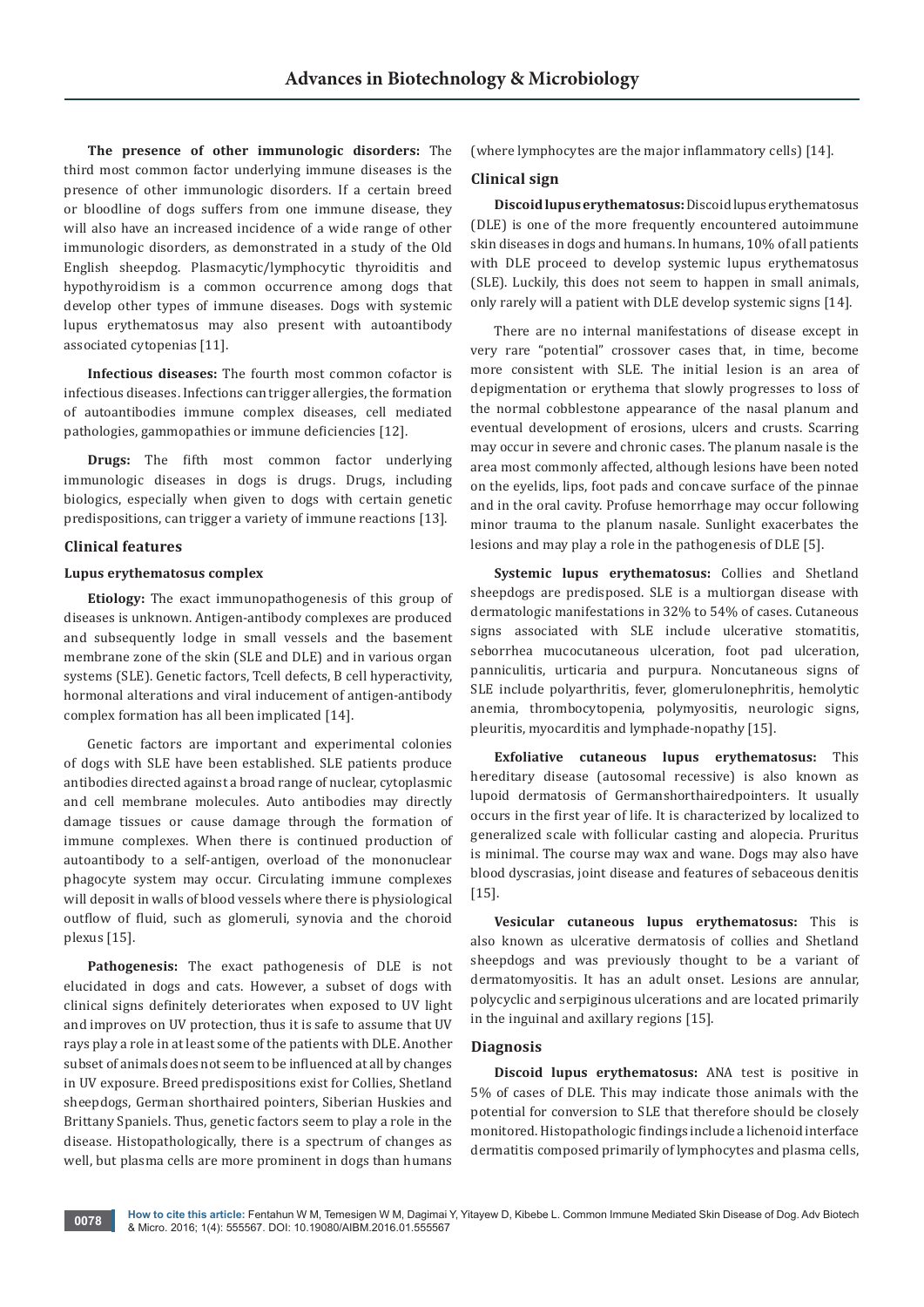**The presence of other immunologic disorders:** The third most common factor underlying immune diseases is the presence of other immunologic disorders. If a certain breed or bloodline of dogs suffers from one immune disease, they will also have an increased incidence of a wide range of other immunologic disorders, as demonstrated in a study of the Old English sheepdog. Plasmacytic/lymphocytic thyroiditis and hypothyroidism is a common occurrence among dogs that develop other types of immune diseases. Dogs with systemic lupus erythematosus may also present with autoantibody associated cytopenias [11].

**Infectious diseases:** The fourth most common cofactor is infectious diseases. Infections can trigger allergies, the formation of autoantibodies immune complex diseases, cell mediated pathologies, gammopathies or immune deficiencies [12].

**Drugs:** The fifth most common factor underlying immunologic diseases in dogs is drugs. Drugs, including biologics, especially when given to dogs with certain genetic predispositions, can trigger a variety of immune reactions [13].

## Clinical features

### Lupus erythematosus complex

**Etiology:** The exact immunopathogenesis of this group of diseases is unknown. Antigen-antibody complexes are produced and subsequently lodge in small vessels and the basement membrane zone of the skin (SLE and DLE) and in various organ systems (SLE). Genetic factors, Tcell defects, B cell hyperactivity, hormonal alterations and viral inducement of antigen-antibody complex formation has all been implicated [14].

Genetic factors are important and experimental colonies of dogs with SLE have been established. SLE patients produce antibodies directed against a broad range of nuclear, cytoplasmic and cell membrane molecules. Auto antibodies may directly damage tissues or cause damage through the formation of immune complexes. When there is continued production of autoantibody to a self-antigen, overload of the mononuclear phagocyte system may occur. Circulating immune complexes will deposit in walls of blood vessels where there is physiological outflow of fluid, such as glomeruli, synovia and the choroid plexus [15].

**Pathogenesis:** The exact pathogenesis of DLE is not elucidated in dogs and cats. However, a subset of dogs with clinical signs definitely deteriorates when exposed to UV light and improves on UV protection, thus it is safe to assume that UV rays play a role in at least some of the patients with DLE. Another subset of animals does not seem to be influenced at all by changes in UV exposure. Breed predispositions exist for Collies, Shetland sheepdogs, German shorthaired pointers, Siberian Huskies and Brittany Spaniels. Thus, genetic factors seem to play a role in the disease. Histopathologically, there is a spectrum of changes as well, but plasma cells are more prominent in dogs than humans (where lymphocytes are the major inflammatory cells) [14].

### Clinical sign

**Discoid lupus erythematosus:** Discoid lupus erythematosus (DLE) is one of the more frequently encountered autoimmune skin diseases in dogs and humans. In humans, 10% of all patients with DLE proceed to develop systemic lupus erythematosus (SLE). Luckily, this does not seem to happen in small animals, only rarely will a patient with DLE develop systemic signs [14].

There are no internal manifestations of disease except in very rare "potential" crossover cases that, in time, become more consistent with SLE. The initial lesion is an area of depigmentation or erythema that slowly progresses to loss of the normal cobblestone appearance of the nasal planum and eventual development of erosions, ulcers and crusts. Scarring may occur in severe and chronic cases. The planum nasale is the area most commonly affected, although lesions have been noted on the eyelids, lips, foot pads and concave surface of the pinnae and in the oral cavity. Profuse hemorrhage may occur following minor trauma to the planum nasale. Sunlight exacerbates the lesions and may play a role in the pathogenesis of DLE [5].

**Systemic lupus erythematosus:** Collies and Shetland sheepdogs are predisposed. SLE is a multiorgan disease with dermatologic manifestations in 32% to 54% of cases. Cutaneous signs associated with SLE include ulcerative stomatitis, seborrhea mucocutaneous ulceration, foot pad ulceration, panniculitis, urticaria and purpura. Noncutaneous signs of SLE include polyarthritis, fever, glomerulonephritis, hemolytic anemia, thrombocytopenia, polymyositis, neurologic signs, pleuritis, myocarditis and lymphade-nopathy [15].

**Exfoliative cutaneous lupus erythematosus:** This hereditary disease (autosomal recessive) is also known as lupoid dermatosis of Germanshorthairedpointers. It usually occurs in the first year of life. It is characterized by localized to generalized scale with follicular casting and alopecia. Pruritus is minimal. The course may wax and wane. Dogs may also have blood dyscrasias, joint disease and features of sebaceous denitis [15].

**Vesicular cutaneous lupus erythematosus:** This is also known as ulcerative dermatosis of collies and Shetland sheepdogs and was previously thought to be a variant of dermatomyositis. It has an adult onset. Lesions are annular, polycyclic and serpiginous ulcerations and are located primarily in the inguinal and axillary regions [15].

### Diagnosis

**Discoid lupus erythematosus:** ANA test is positive in 5% of cases of DLE. This may indicate those animals with the potential for conversion to SLE that therefore should be closely monitored. Histopathologic findings include a lichenoid interface dermatitis composed primarily of lymphocytes and plasma cells,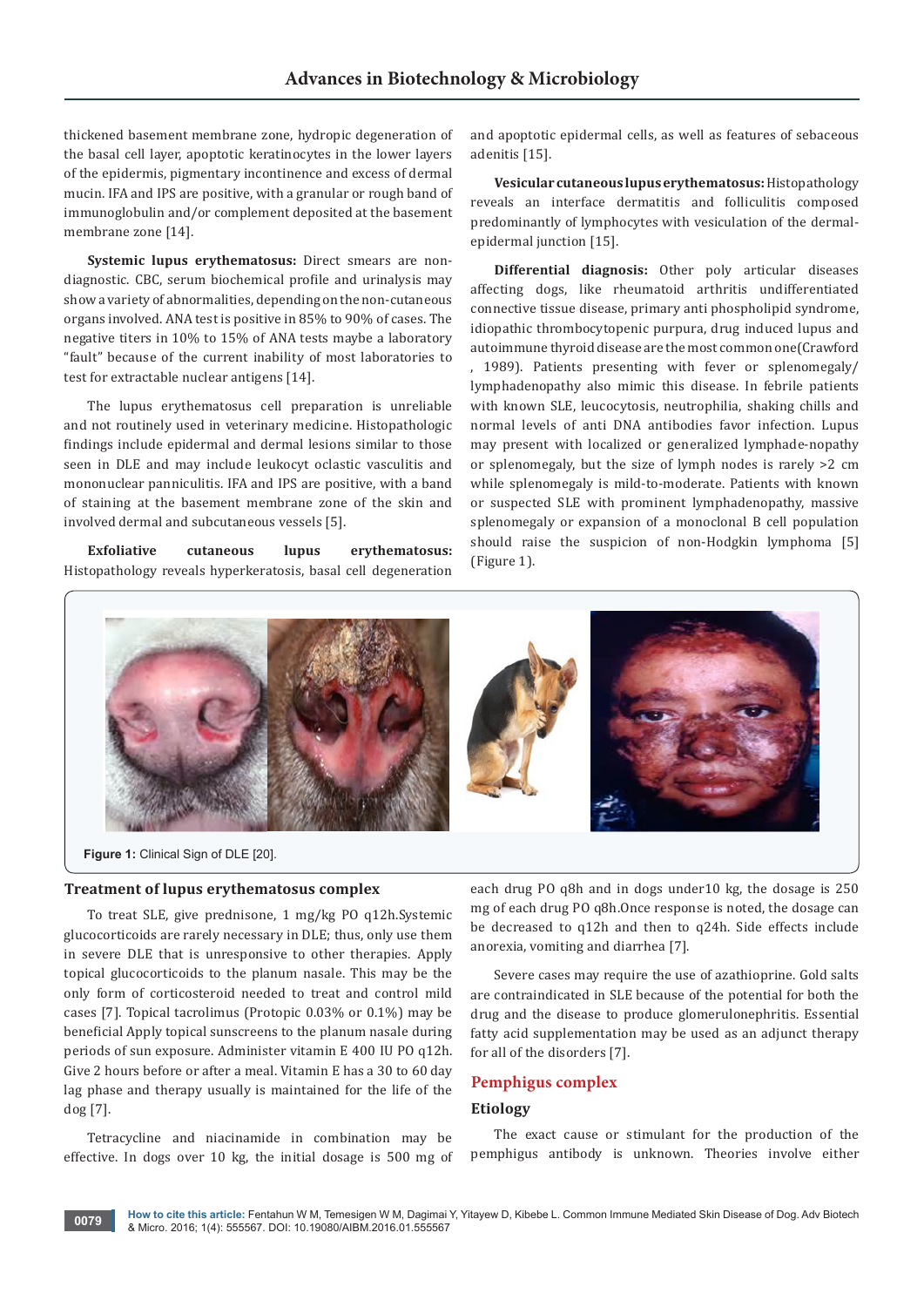thickened basement membrane zone, hydropic degeneration of the basal cell layer, apoptotic keratinocytes in the lower layers of the epidermis, pigmentary incontinence and excess of dermal mucin. IFA and IPS are positive, with a granular or rough band of immunoglobulin and/or complement deposited at the basement membrane zone [14].

**Systemic lupus erythematosus:** Direct smears are non-diagnostic. CBC, serum biochemical profile and urinalysis may show a variety of abnormalities, depending on the non-cutaneous organs involved. ANA test is positive in 85% to 90% of cases. The negative titers in 10% to 15% of ANA tests maybe a laboratory "fault" because of the current inability of most laboratories to test for extractable nuclear antigens [14].

The lupus erythematosus cell preparation is unreliable and not routinely used in veterinary medicine. Histopathologic findings include epidermal and dermal lesions similar to those seen in DLE and may include leukocyt oclastic vasculitis and mononuclear panniculitis. IFA and IPS are positive, with a band of staining at the basement membrane zone of the skin and involved dermal and subcutaneous vessels [5].

**Exfoliative cutaneous lupus erythematosus:** Histopathology reveals hyperkeratosis, basal cell degeneration and apoptotic epidermal cells, as well as features of sebaceous adenitis [15].

**Vesicular cutaneous lupus erythematosus:** Histopathology reveals an interface dermatitis and folliculitis composed predominantly of lymphocytes with vesiculation of the dermal-epidermal junction [15].

**Differential diagnosis:** Other poly articular diseases affecting dogs, like rheumatoid arthritis undifferentiated connective tissue disease, primary anti phospholipid syndrome, idiopathic thrombocytopenic purpura, drug induced lupus and autoimmune thyroid disease are the most common one(Crawford , 1989). Patients presenting with fever or splenomegaly/lymphadenopathy also mimic this disease. In febrile patients with known SLE, leucocytosis, neutrophilia, shaking chills and normal levels of anti DNA antibodies favor infection. Lupus may present with localized or generalized lymphade-nopathy or splenomegaly, but the size of lymph nodes is rarely >2 cm while splenomegaly is mild-to-moderate. Patients with known or suspected SLE with prominent lymphadenopathy, massive splenomegaly or expansion of a monoclonal B cell population should raise the suspicion of non-Hodgkin lymphoma [5] (Figure 1).

**Figure 1:** Clinical Sign of DLE [20].

### Treatment of lupus erythematosus complex

To treat SLE, give prednisone, 1 mg/kg PO q12h.Systemic glucocorticoids are rarely necessary in DLE; thus, only use them in severe DLE that is unresponsive to other therapies. Apply topical glucocorticoids to the planum nasale. This may be the only form of corticosteroid needed to treat and control mild cases [7]. Topical tacrolimus (Protopic 0.03% or 0.1%) may be beneficial Apply topical sunscreens to the planum nasale during periods of sun exposure. Administer vitamin E 400 IU PO q12h. Give 2 hours before or after a meal. Vitamin E has a 30 to 60 day lag phase and therapy usually is maintained for the life of the dog [7].

Tetracycline and niacinamide in combination may be effective. In dogs over 10 kg, the initial dosage is 500 mg of each drug PO q8h and in dogs under10 kg, the dosage is 250 mg of each drug PO q8h.Once response is noted, the dosage can be decreased to q12h and then to q24h. Side effects include anorexia, vomiting and diarrhea [7].

Severe cases may require the use of azathioprine. Gold salts are contraindicated in SLE because of the potential for both the drug and the disease to produce glomerulonephritis. Essential fatty acid supplementation may be used as an adjunct therapy for all of the disorders [7].

## Pemphigus complex

### Etiology

The exact cause or stimulant for the production of the pemphigus antibody is unknown. Theories involve either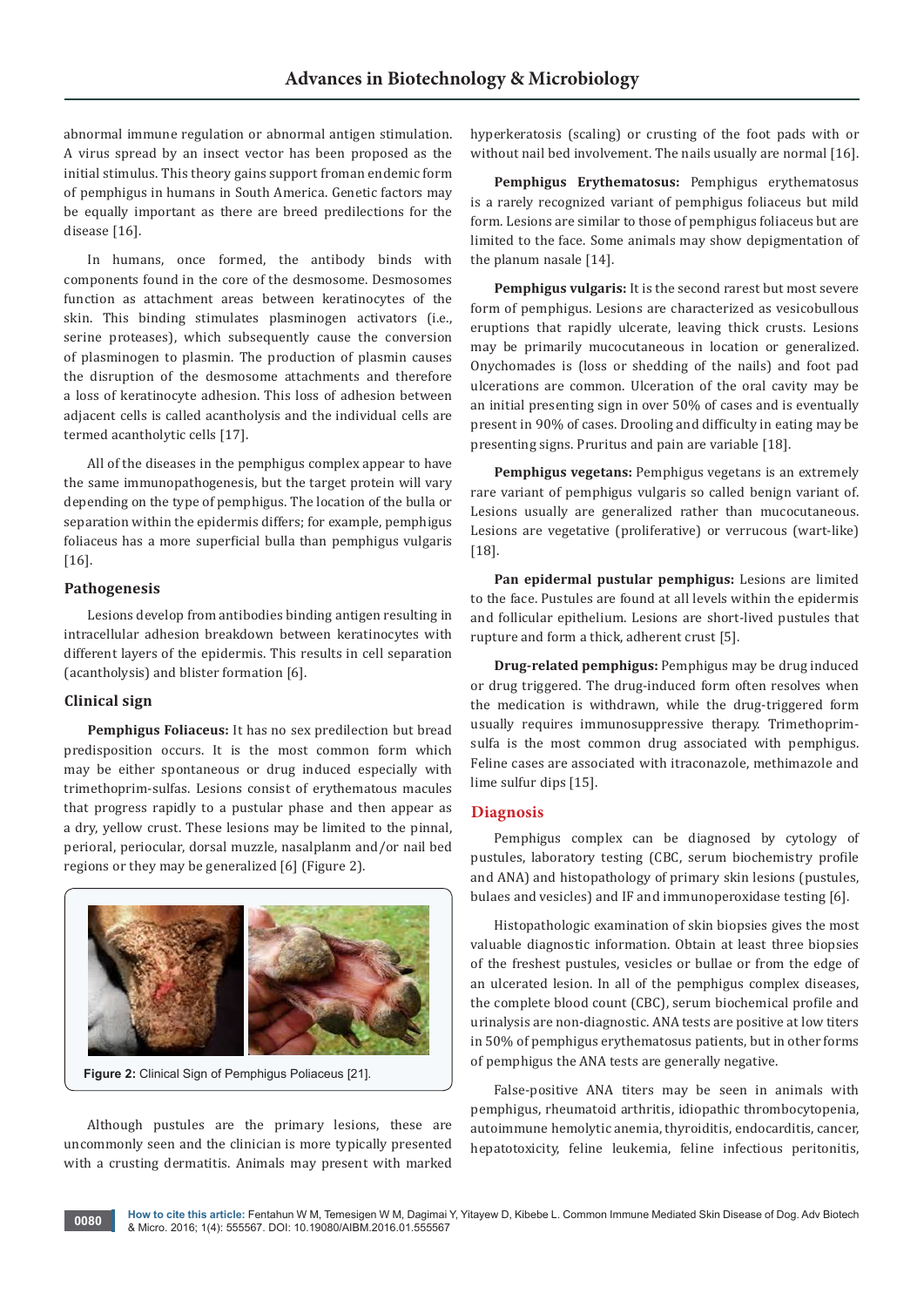abnormal immune regulation or abnormal antigen stimulation. A virus spread by an insect vector has been proposed as the initial stimulus. This theory gains support froman endemic form of pemphigus in humans in South America. Genetic factors may be equally important as there are breed predilections for the disease [16].

In humans, once formed, the antibody binds with components found in the core of the desmosome. Desmosomes function as attachment areas between keratinocytes of the skin. This binding stimulates plasminogen activators (i.e., serine proteases), which subsequently cause the conversion of plasminogen to plasmin. The production of plasmin causes the disruption of the desmosome attachments and therefore a loss of keratinocyte adhesion. This loss of adhesion between adjacent cells is called acantholysis and the individual cells are termed acantholytic cells [17].

All of the diseases in the pemphigus complex appear to have the same immunopathogenesis, but the target protein will vary depending on the type of pemphigus. The location of the bulla or separation within the epidermis differs; for example, pemphigus foliaceus has a more superficial bulla than pemphigus vulgaris [16].

### Pathogenesis

Lesions develop from antibodies binding antigen resulting in intracellular adhesion breakdown between keratinocytes with different layers of the epidermis. This results in cell separation (acantholysis) and blister formation [6].

### Clinical sign

**Pemphigus Foliaceus:** It has no sex predilection but bread predisposition occurs. It is the most common form which may be either spontaneous or drug induced especially with trimethoprim-sulfas. Lesions consist of erythematous macules that progress rapidly to a pustular phase and then appear as a dry, yellow crust. These lesions may be limited to the pinnal, perioral, periocular, dorsal muzzle, nasalplanm and/or nail bed regions or they may be generalized [6] (Figure 2).

**Figure 2:** Clinical Sign of Pemphigus Poliaceus [21].

Although pustules are the primary lesions, these are uncommonly seen and the clinician is more typically presented with a crusting dermatitis. Animals may present with marked hyperkeratosis (scaling) or crusting of the foot pads with or without nail bed involvement. The nails usually are normal [16].

**Pemphigus Erythematosus:** Pemphigus erythematosus is a rarely recognized variant of pemphigus foliaceus but mild form. Lesions are similar to those of pemphigus foliaceus but are limited to the face. Some animals may show depigmentation of the planum nasale [14].

**Pemphigus vulgaris:** It is the second rarest but most severe form of pemphigus. Lesions are characterized as vesicobullous eruptions that rapidly ulcerate, leaving thick crusts. Lesions may be primarily mucocutaneous in location or generalized. Onychomades is (loss or shedding of the nails) and foot pad ulcerations are common. Ulceration of the oral cavity may be an initial presenting sign in over 50% of cases and is eventually present in 90% of cases. Drooling and difficulty in eating may be presenting signs. Pruritus and pain are variable [18].

**Pemphigus vegetans:** Pemphigus vegetans is an extremely rare variant of pemphigus vulgaris so called benign variant of. Lesions usually are generalized rather than mucocutaneous. Lesions are vegetative (proliferative) or verrucous (wart-like) [18].

**Pan epidermal pustular pemphigus:** Lesions are limited to the face. Pustules are found at all levels within the epidermis and follicular epithelium. Lesions are short-lived pustules that rupture and form a thick, adherent crust [5].

**Drug-related pemphigus:** Pemphigus may be drug induced or drug triggered. The drug-induced form often resolves when the medication is withdrawn, while the drug-triggered form usually requires immunosuppressive therapy. Trimethoprim-sulfa is the most common drug associated with pemphigus. Feline cases are associated with itraconazole, methimazole and lime sulfur dips [15].

## Diagnosis

Pemphigus complex can be diagnosed by cytology of pustules, laboratory testing (CBC, serum biochemistry profile and ANA) and histopathology of primary skin lesions (pustules, bulaes and vesicles) and IF and immunoperoxidase testing [6].

Histopathologic examination of skin biopsies gives the most valuable diagnostic information. Obtain at least three biopsies of the freshest pustules, vesicles or bullae or from the edge of an ulcerated lesion. In all of the pemphigus complex diseases, the complete blood count (CBC), serum biochemical profile and urinalysis are non-diagnostic. ANA tests are positive at low titers in 50% of pemphigus erythematosus patients, but in other forms of pemphigus the ANA tests are generally negative.

False-positive ANA titers may be seen in animals with pemphigus, rheumatoid arthritis, idiopathic thrombocytopenia, autoimmune hemolytic anemia, thyroiditis, endocarditis, cancer, hepatotoxicity, feline leukemia, feline infectious peritonitis,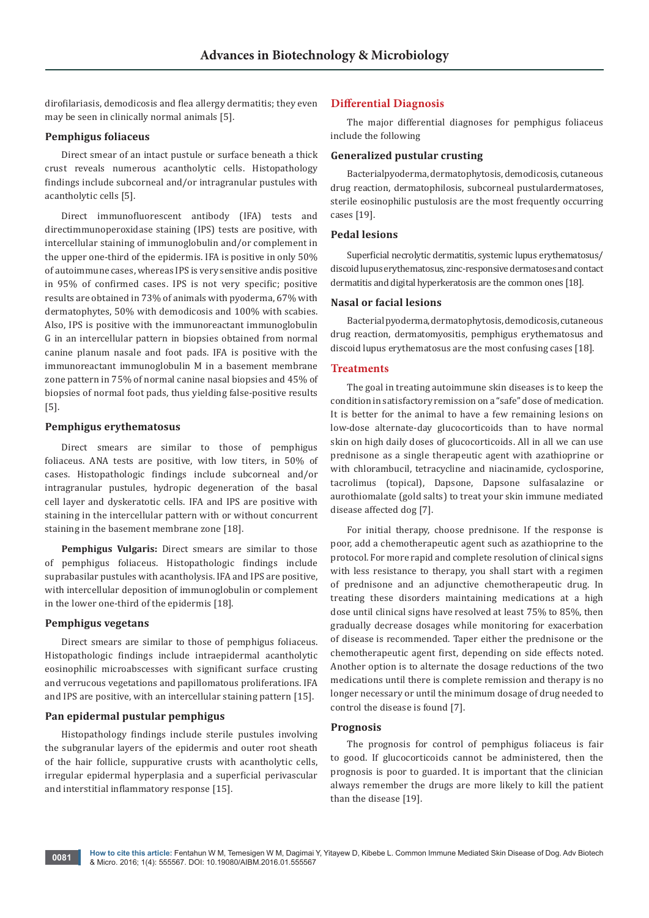dirofilariasis, demodicosis and flea allergy dermatitis; they even may be seen in clinically normal animals [5].

### Pemphigus foliaceus

Direct smear of an intact pustule or surface beneath a thick crust reveals numerous acantholytic cells. Histopathology findings include subcorneal and/or intragranular pustules with acantholytic cells [5].

Direct immunofluorescent antibody (IFA) tests and directimmunoperoxidase staining (IPS) tests are positive, with intercellular staining of immunoglobulin and/or complement in the upper one-third of the epidermis. IFA is positive in only 50% of autoimmune cases, whereas IPS is very sensitive andis positive in 95% of confirmed cases. IPS is not very specific; positive results are obtained in 73% of animals with pyoderma, 67% with dermatophytes, 50% with demodicosis and 100% with scabies. Also, IPS is positive with the immunoreactant immunoglobulin G in an intercellular pattern in biopsies obtained from normal canine planum nasale and foot pads. IFA is positive with the immunoreactant immunoglobulin M in a basement membrane zone pattern in 75% of normal canine nasal biopsies and 45% of biopsies of normal foot pads, thus yielding false-positive results [5].

### Pemphigus erythematosus

Direct smears are similar to those of pemphigus foliaceus. ANA tests are positive, with low titers, in 50% of cases. Histopathologic findings include subcorneal and/or intragranular pustules, hydropic degeneration of the basal cell layer and dyskeratotic cells. IFA and IPS are positive with staining in the intercellular pattern with or without concurrent staining in the basement membrane zone [18].

**Pemphigus Vulgaris:** Direct smears are similar to those of pemphigus foliaceus. Histopathologic findings include suprabasilar pustules with acanthal ysis. IFA and IPS are positive, with intercellular deposition of immunoglobulin or complement in the lower one-third of the epidermis [18].

### Pemphigus vegetans

Direct smears are similar to those of pemphigus foliaceus. Histopathologic findings include intraepidermal acantholytic eosinophilic microabscesses with significant surface crusting and verrucous vegetations and papillomatous proliferations. IFA and IPS are positive, with an intercellular staining pattern [15].

### Pan epidermal pustular pemphigus

Histopathology findings include sterile pustules involving the subgranular layers of the epidermis and outer root sheath of the hair follicle, suppurative crusts with acantholytic cells, irregular epidermal hyperplasia and a superficial perivascular and interstitial inflammatory response [15].

## Differential Diagnosis

The major differential diagnoses for pemphigus foliaceus include the following

### Generalized pustular crusting

Bacterialpyoderma, dermatophytosis, demodicosis, cutaneous drug reaction, dermatophilosis, subcorneal pustulardermatoses, sterile eosinophilic pustulosis are the most frequently occurring cases [19].

### Pedal lesions

Superficial necrolytic dermatitis, systemic lupus erythematosus/ discoid lupus erythematosus, zinc-responsive dermatoses and contact dermatitis and digital hyperkeratosis are the common ones [18].

### Nasal or facial lesions

Bacterial pyoderma, dermatophytosis, demodicosis, cutaneous drug reaction, dermatomyositis, pemphigus erythematosus and discoid lupus erythematosus are the most confusing cases [18].

## Treatments

The goal in treating autoimmune skin diseases is to keep the condition in satisfactory remission on a "safe" dose of medication. It is better for the animal to have a few remaining lesions on low-dose alternate-day glucocorticoids than to have normal skin on high daily doses of glucocorticoids. All in all we can use prednisone as a single therapeutic agent with azathioprine or with chlorambucil, tetracycline and niacinamide, cyclosporine, tacrolimus (topical), Dapsone, Dapsone sulfasalazine or aurothiomalate (gold salts) to treat your skin immune mediated disease affected dog [7].

For initial therapy, choose prednisone. If the response is poor, add a chemotherapeutic agent such as azathioprine to the protocol. For more rapid and complete resolution of clinical signs with less resistance to therapy, you shall start with a regimen of prednisone and an adjunctive chemotherapeutic drug. In treating these disorders maintaining medications at a high dose until clinical signs have resolved at least 75% to 85%, then gradually decrease dosages while monitoring for exacerbation of disease is recommended. Taper either the prednisone or the chemotherapeutic agent first, depending on side effects noted. Another option is to alternate the dosage reductions of the two medications until there is complete remission and therapy is no longer necessary or until the minimum dosage of drug needed to control the disease is found [7].

### Prognosis

The prognosis for control of pemphigus foliaceus is fair to good. If glucocorticoids cannot be administered, then the prognosis is poor to guarded. It is important that the clinician always remember the drugs are more likely to kill the patient than the disease [19].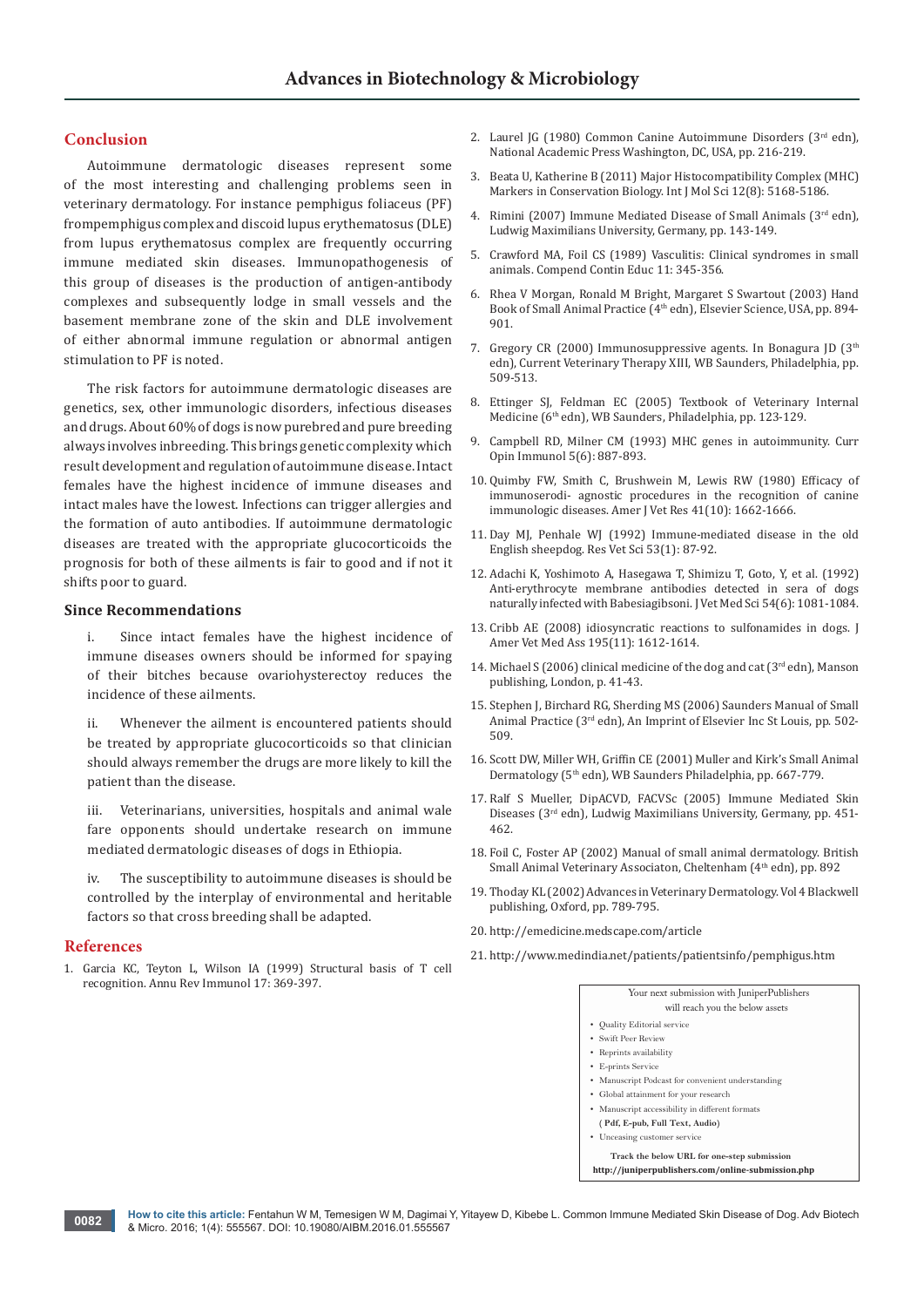## Conclusion

Autoimmune dermatologic diseases represent some of the most interesting and challenging problems seen in veterinary dermatology. For instance pemphigus foliaceus (PF) frompemphigus complex and discoid lupus erythematosus (DLE) from lupus erythematosus complex are frequently occurring immune mediated skin diseases. Immunopathogenesis of this group of diseases is the production of antigen-antibody complexes and subsequently lodge in small vessels and the basement membrane zone of the skin and DLE involvement of either abnormal immune regulation or abnormal antigen stimulation to PF is noted.

The risk factors for autoimmune dermatologic diseases are genetics, sex, other immunologic disorders, infectious diseases and drugs. About 60% of dogs is now purebred and pure breeding always involves inbreeding. This brings genetic complexity which result development and regulation of autoimmune disease. Intact females have the highest incidence of immune diseases and intact males have the lowest. Infections can trigger allergies and the formation of auto antibodies. If autoimmune dermatologic diseases are treated with the appropriate glucocorticoids the prognosis for both of these ailments is fair to good and if not it shifts poor to guard.

### Since Recommendations

i. Since intact females have the highest incidence of immune diseases owners should be informed for spaying of their bitches because ovariohysterectoy reduces the incidence of these ailments.

ii. Whenever the ailment is encountered patients should be treated by appropriate glucocorticoids so that clinician should always remember the drugs are more likely to kill the patient than the disease.

iii. Veterinarians, universities, hospitals and animal wale fare opponents should undertake research on immune mediated dermatologic diseases of dogs in Ethiopia.

iv. The susceptibility to autoimmune diseases is should be controlled by the interplay of environmental and heritable factors so that cross breeding shall be adapted.

## References

1. Garcia KC, Teyton L, Wilson IA (1999) Structural basis of T cell recognition. Annu Rev Immunol 17: 369-397.
2. Laurel JG (1980) Common Canine Autoimmune Disorders (3rd edn), National Academic Press Washington, DC, USA, pp. 216-219.
3. Beata U, Katherine B (2011) Major Histocompatibility Complex (MHC) Markers in Conservation Biology. Int J Mol Sci 12(8): 5168-5186.
4. Rimini (2007) Immune Mediated Disease of Small Animals (3rd edn), Ludwig Maximilians University, Germany, pp. 143-149.
5. Crawford MA, Foil CS (1989) Vasculitis: Clinical syndromes in small animals. Compend Contin Educ 11: 345-356.
6. Rhea V Morgan, Ronald M Bright, Margaret S Swartout (2003) Hand Book of Small Animal Practice (4th edn), Elsevier Science, USA, pp. 894-901.
7. Gregory CR (2000) Immunosuppressive agents. In Bonagura JD (3th edn), Current Veterinary Therapy XIII, WB Saunders, Philadelphia, pp. 509-513.
8. Ettinger SJ, Feldman EC (2005) Textbook of Veterinary Internal Medicine (6th edn), WB Saunders, Philadelphia, pp. 123-129.
9. Campbell RD, Milner CM (1993) MHC genes in autoimmunity. Curr Opin Immunol 5(6): 887-893.
10. Quimby FW, Smith C, Brushwein M, Lewis RW (1980) Efficacy of immunoserodi- agnostic procedures in the recognition of canine immunologic diseases. Amer J Vet Res 41(10): 1662-1666.
11. Day MJ, Penhale WJ (1992) Immune-mediated disease in the old English sheepdog. Res Vet Sci 53(1): 87-92.
12. Adachi K, Yoshimoto A, Hasegawa T, Shimizu T, Goto, Y, et al. (1992) Anti-erythrocyte membrane antibodies detected in sera of dogs naturally infected with Babesiagibsoni. J Vet Med Sci 54(6): 1081-1084.
13. Cribb AE (2008) idiosyncratic reactions to sulfonamides in dogs. J Amer Vet Med Ass 195(11): 1612-1614.
14. Michael S (2006) clinical medicine of the dog and cat (3rd edn), Manson publishing, London, p. 41-43.
15. Stephen J, Birchard RG, Sherding MS (2006) Saunders Manual of Small Animal Practice (3rd edn), An Imprint of Elsevier Inc St Louis, pp. 502-509.
16. Scott DW, Miller WH, Griffin CE (2001) Muller and Kirk's Small Animal Dermatology (5th edn), WB Saunders Philadelphia, pp. 667-779.
17. Ralf S Mueller, DipACVD, FACVSc (2005) Immune Mediated Skin Diseases (3rd edn), Ludwig Maximilians University, Germany, pp. 451-462.
18. Foil C, Foster AP (2002) Manual of small animal dermatology. British Small Animal Veterinary Associaton, Cheltenham (4th edn), pp. 892
19. Thoday KL (2002) Advances in Veterinary Dermatology. Vol 4 Blackwell publishing, Oxford, pp. 789-795.
20. http://emedicine.medscape.com/article
21. http://www.medindia.net/patients/patientsinfo/pemphigus.htm

Your next submission with JuniperPublishers will reach you the below assets

- Quality Editorial service
- Swift Peer Review
- Reprints availability
- E-prints Service
- Manuscript Podcast for convenient understanding
- Global attainment for your research
- Manuscript accessibility in different formats
  (**Pdf, E-pub, Full Text, Audio**)
- Unceasing customer service

**Track the below URL for one-step submission**
**http://juniperpublishers.com/online-submission.php**